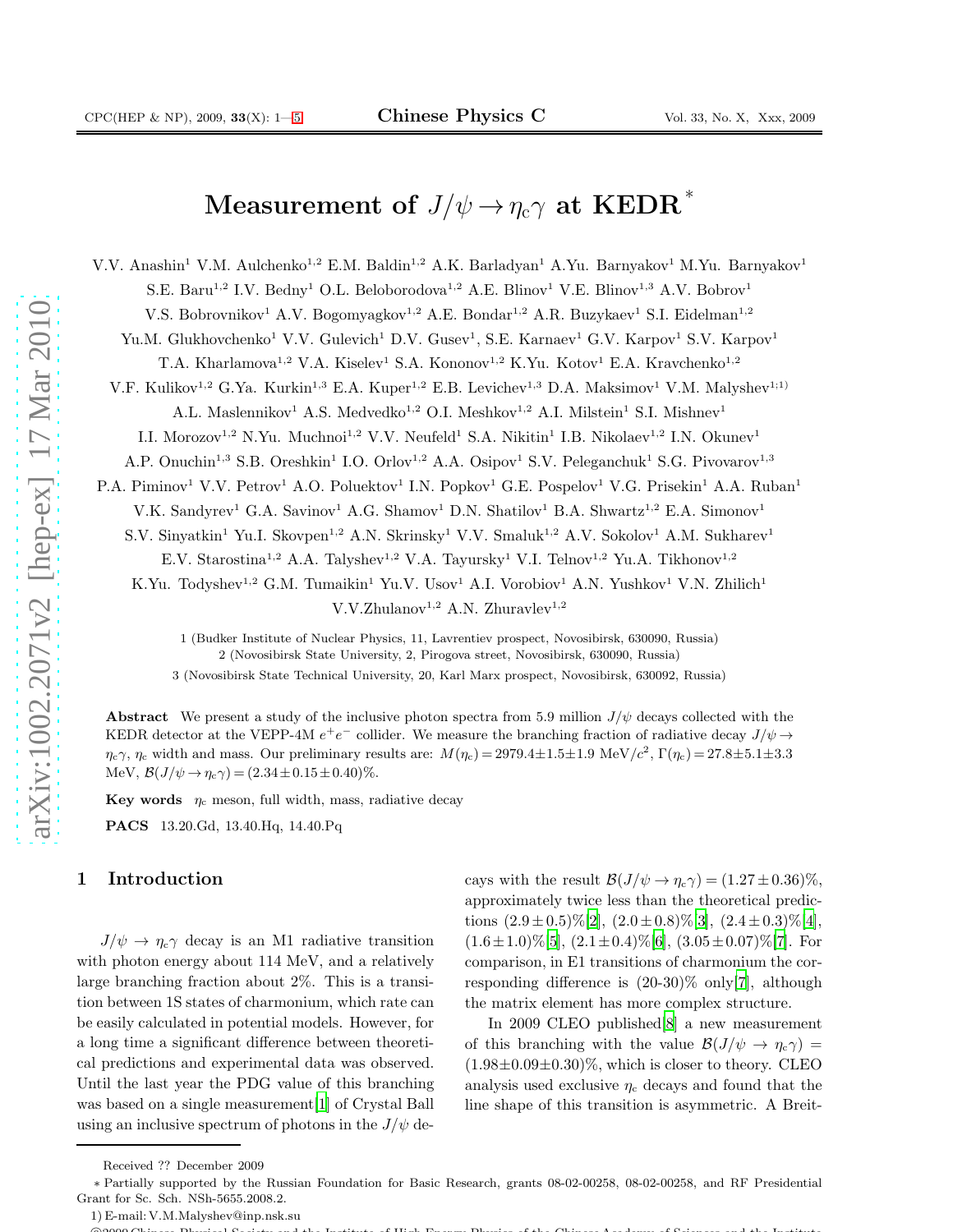# Measurement of $J/\psi \to \eta_c\gamma$ at KEDR*

V.V. Anashin[1] V.M. Aulchenko[1,2] E.M. Baldin[1,2] A.K. Barladyan[1] A.Yu. Barnyakov[1] M.Yu. Barnyakov[1] S.E. Baru[1,2] I.V. Bedny[1] O.L. Beloborodova[1,2] A.E. Blinov[1] V.E. Blinov[1,3] A.V. Bobrov[1] V.S. Bobrovnikov[1] A.V. Bogomyagkov[1,2] A.E. Bondar[1,2] A.R. Buzykaev[1] S.I. Eidelman[1,2] Yu.M. Glukhovchenko[1] V.V. Gulevich[1] D.V. Gusev[1], S.E. Karnaev[1] G.V. Karpov[1] S.V. Karpov[1] T.A. Kharlamova[1,2] V.A. Kiselev[1] S.A. Kononov[1,2] K.Yu. Kotov[1] E.A. Kravchenko[1,2] V.F. Kulikov[1,2] G.Ya. Kurkin[1,3] E.A. Kuper[1,2] E.B. Levichev[1,3] D.A. Maksimov[1] V.M. Malyshev[1;1)] A.L. Maslennikov[1] A.S. Medvedko[1,2] O.I. Meshkov[1,2] A.I. Milstein[1] S.I. Mishnev[1] I.I. Morozov[1,2] N.Yu. Muchnoi[1,2] V.V. Neufeld[1] S.A. Nikitin[1] I.B. Nikolaev[1,2] I.N. Okunev[1] A.P. Onuchin[1,3] S.B. Oreshkin[1] I.O. Orlov[1,2] A.A. Osipov[1] S.V. Peleganchuk[1] S.G. Pivovarov[1,3] P.A. Piminov[1] V.V. Petrov[1] A.O. Poluektov[1] I.N. Popkov[1] G.E. Pospelov[1] V.G. Prisekin[1] A.A. Ruban[1] V.K. Sandyrev[1] G.A. Savinov[1] A.G. Shamov[1] D.N. Shatilov[1] B.A. Shwartz[1,2] E.A. Simonov[1] S.V. Sinyatkin[1] Yu.I. Skovpen[1,2] A.N. Skrinsky[1] V.V. Smaluk[1,2] A.V. Sokolov[1] A.M. Sukharev[1] E.V. Starostina[1,2] A.A. Talyshev[1,2] V.A. Tayursky[1] V.I. Telnov[1,2] Yu.A. Tikhonov[1,2] K.Yu. Todyshev[1,2] G.M. Tumaikin[1] Yu.V. Usov[1] A.I. Vorobiov[1] A.N. Yushkov[1] V.N. Zhilich[1] V.V.Zhulanov[1,2] A.N. Zhuravlev[1,2]

1 (Budker Institute of Nuclear Physics, 11, Lavrentiev prospect, Novosibirsk, 630090, Russia)
2 (Novosibirsk State University, 2, Pirogova street, Novosibirsk, 630090, Russia)
3 (Novosibirsk State Technical University, 20, Karl Marx prospect, Novosibirsk, 630092, Russia)

**Abstract** We present a study of the inclusive photon spectra from 5.9 million $J/\psi$ decays collected with the KEDR detector at the VEPP-4M $e^+e^-$ collider. We measure the branching fraction of radiative decay $J/\psi \to \eta_c\gamma$, $\eta_c$ width and mass. Our preliminary results are: $M(\eta_c) = 2979.4 \pm 1.5 \pm 1.9$ MeV/$c^2$, $\Gamma(\eta_c) = 27.8 \pm 5.1 \pm 3.3$ MeV, $\mathcal{B}(J/\psi \to \eta_c\gamma) = (2.34 \pm 0.15 \pm 0.40)\%$.

**Key words** $\eta_c$ meson, full width, mass, radiative decay

**PACS** 13.20.Gd, 13.40.Hq, 14.40.Pq

## 1 Introduction

$J/\psi \to \eta_c\gamma$ decay is an M1 radiative transition with photon energy about 114 MeV, and a relatively large branching fraction about 2%. This is a transition between 1S states of charmonium, which rate can be easily calculated in potential models. However, for a long time a significant difference between theoretical predictions and experimental data was observed. Until the last year the PDG value of this branching was based on a single measurement[1] of Crystal Ball using an inclusive spectrum of photons in the $J/\psi$ decays with the result $\mathcal{B}(J/\psi \to \eta_c\gamma) = (1.27 \pm 0.36)\%$, approximately twice less than the theoretical predictions $(2.9 \pm 0.5)\%$[2], $(2.0 \pm 0.8)\%$[3], $(2.4 \pm 0.3)\%$[4], $(1.6 \pm 1.0)\%$[5], $(2.1 \pm 0.4)\%$[6], $(3.05 \pm 0.07)\%$[7]. For comparison, in E1 transitions of charmonium the corresponding difference is (20-30)% only[7], although the matrix element has more complex structure.

In 2009 CLEO published[8] a new measurement of this branching with the value $\mathcal{B}(J/\psi \to \eta_c\gamma) = (1.98 \pm 0.09 \pm 0.30)\%$, which is closer to theory. CLEO analysis used exclusive $\eta_c$ decays and found that the line shape of this transition is asymmetric. A Breit-

Received ?? December 2009

∗ Partially supported by the Russian Foundation for Basic Research, grants 08-02-00258, 08-02-00258, and RF Presidential Grant for Sc. Sch. NSh-5655.2008.2.

1) E-mail: V.M.Malyshev@inp.nsk.su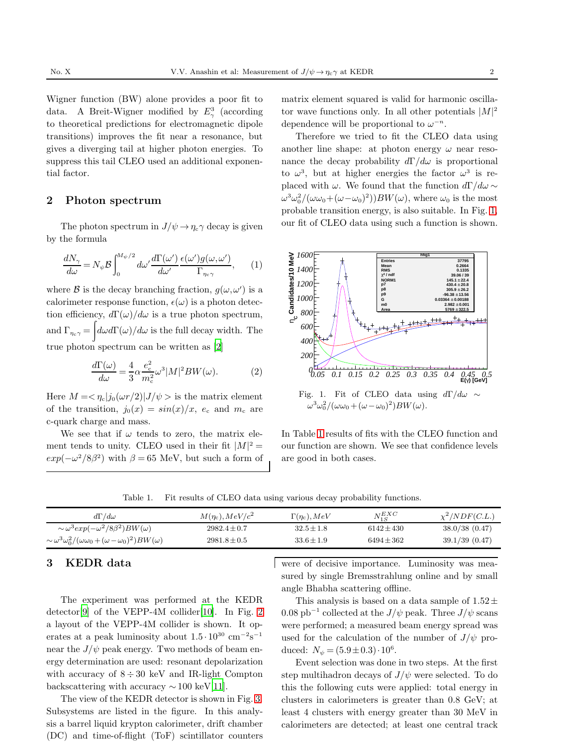Wigner function (BW) alone provides a poor fit to data. A Breit-Wigner modified by $E_\gamma^3$ (according to theoretical predictions for electromagnetic dipole transitions) improves the fit near a resonance, but gives a diverging tail at higher photon energies. To suppress this tail CLEO used an additional exponential factor.

## 2 Photon spectrum

The photon spectrum in $J/\psi \to \eta_c\gamma$ decay is given by the formula

$$\frac{dN_\gamma}{d\omega} = N_\psi \mathcal{B} \int_0^{M_\psi/2} d\omega' \frac{d\Gamma(\omega')}{d\omega'} \frac{\epsilon(\omega')g(\omega,\omega')}{\Gamma_{\eta_c\gamma}}, \quad (1)$$

where $\mathcal{B}$ is the decay branching fraction, $g(\omega,\omega')$ is a calorimeter response function, $\epsilon(\omega)$ is a photon detection efficiency, $d\Gamma(\omega)/d\omega$ is a true photon spectrum, and $\Gamma_{\eta_c\gamma} = \int d\omega d\Gamma(\omega)/d\omega$ is the full decay width. The true photon spectrum can be written as [2]

$$\frac{d\Gamma(\omega)}{d\omega} = \frac{4}{3}\alpha \frac{e_c^2}{m_c^2}\omega^3 |M|^2 BW(\omega). \quad (2)$$

Here $M = <\eta_c|j_0(\omega r/2)|J/\psi>$ is the matrix element of the transition, $j_0(x) = sin(x)/x$, $e_c$ and $m_c$ are c-quark charge and mass.

We see that if $\omega$ tends to zero, the matrix element tends to unity. CLEO used in their fit $|M|^2 = exp(-\omega^2/8\beta^2)$ with $\beta = 65$ MeV, but such a form of matrix element squared is valid for harmonic oscillator wave functions only. In all other potentials $|M|^2$ dependence will be proportional to $\omega^{-n}$.

Therefore we tried to fit the CLEO data using another line shape: at photon energy $\omega$ near resonance the decay probability $d\Gamma/d\omega$ is proportional to $\omega^3$, but at higher energies the factor $\omega^3$ is replaced with $\omega$. We found that the function $d\Gamma/d\omega \sim \omega^3\omega_0^2/(\omega\omega_0 + (\omega-\omega_0)^2))BW(\omega)$, where $\omega_0$ is the most probable transition energy, is also suitable. In Fig. 1, our fit of CLEO data using such a function is shown.

Fig. 1. Fit of CLEO data using $d\Gamma/d\omega \sim \omega^3\omega_0^2/(\omega\omega_0 + (\omega-\omega_0)^2)BW(\omega)$.

In Table 1 results of fits with the CLEO function and our function are shown. We see that confidence levels are good in both cases.

Table 1. Fit results of CLEO data using various decay probability functions.

| $d\Gamma/d\omega$ | $M(\eta_c), MeV/c^2$ | $\Gamma(\eta_c), MeV$ | $N_{1S}^{EXC}$ | $\chi^2/NDF(C.L.)$ |
|---|---|---|---|---|
| $\sim \omega^3 exp(-\omega^2/8\beta^2)BW(\omega)$ | $2982.4 \pm 0.7$ | $32.5 \pm 1.8$ | $6142 \pm 430$ | 38.0/38 (0.47) |
| $\sim \omega^3\omega_0^2/(\omega\omega_0 + (\omega-\omega_0)^2)BW(\omega)$ | $2981.8 \pm 0.5$ | $33.6 \pm 1.9$ | $6494 \pm 362$ | 39.1/39 (0.47) |

## 3 KEDR data

The experiment was performed at the KEDR detector[9] of the VEPP-4M collider[10]. In Fig. 2 a layout of the VEPP-4M collider is shown. It operates at a peak luminosity about $1.5 \cdot 10^{30}$ cm$^{-2}$s$^{-1}$ near the $J/\psi$ peak energy. Two methods of beam energy determination are used: resonant depolarization with accuracy of $8 \div 30$ keV and IR-light Compton backscattering with accuracy $\sim 100$ keV[11].

The view of the KEDR detector is shown in Fig. 3. Subsystems are listed in the figure. In this analysis a barrel liquid krypton calorimeter, drift chamber (DC) and time-of-flight (ToF) scintillator counters were of decisive importance. Luminosity was measured by single Bremsstrahlung online and by small angle Bhabha scattering offline.

This analysis is based on a data sample of $1.52 \pm 0.08$ pb$^{-1}$ collected at the $J/\psi$ peak. Three $J/\psi$ scans were performed; a measured beam energy spread was used for the calculation of the number of $J/\psi$ produced: $N_\psi = (5.9 \pm 0.3) \cdot 10^6$.

Event selection was done in two steps. At the first step multihadron decays of $J/\psi$ were selected. To do this the following cuts were applied: total energy in clusters in calorimeters is greater than 0.8 GeV; at least 4 clusters with energy greater than 30 MeV in calorimeters are detected; at least one central track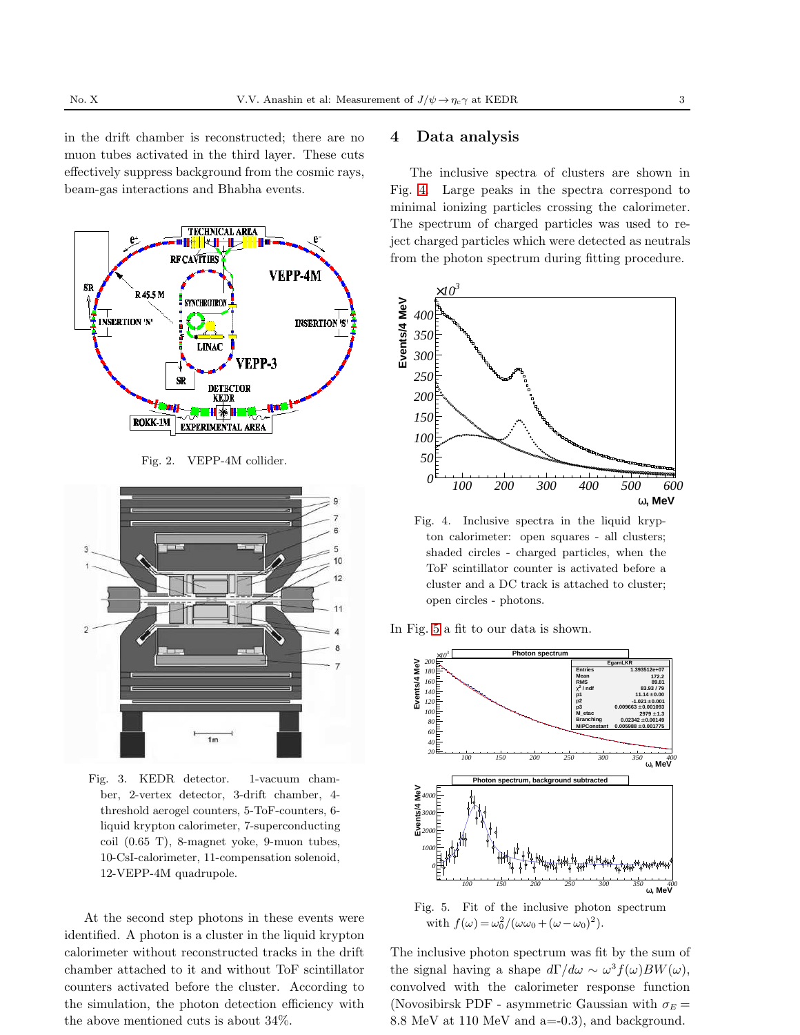in the drift chamber is reconstructed; there are no muon tubes activated in the third layer. These cuts effectively suppress background from the cosmic rays, beam-gas interactions and Bhabha events.

Fig. 2. VEPP-4M collider.

Fig. 3. KEDR detector. 1-vacuum chamber, 2-vertex detector, 3-drift chamber, 4-threshold aerogel counters, 5-ToF-counters, 6-liquid krypton calorimeter, 7-superconducting coil (0.65 T), 8-magnet yoke, 9-muon tubes, 10-CsI-calorimeter, 11-compensation solenoid, 12-VEPP-4M quadrupole.

At the second step photons in these events were identified. A photon is a cluster in the liquid krypton calorimeter without reconstructed tracks in the drift chamber attached to it and without ToF scintillator counters activated before the cluster. According to the simulation, the photon detection efficiency with the above mentioned cuts is about 34%.

## 4 Data analysis

The inclusive spectra of clusters are shown in Fig. 4. Large peaks in the spectra correspond to minimal ionizing particles crossing the calorimeter. The spectrum of charged particles was used to reject charged particles which were detected as neutrals from the photon spectrum during fitting procedure.

Fig. 4. Inclusive spectra in the liquid krypton calorimeter: open squares - all clusters; shaded circles - charged particles, when the ToF scintillator counter is activated before a cluster and a DC track is attached to cluster; open circles - photons.

In Fig. 5 a fit to our data is shown.

Fig. 5. Fit of the inclusive photon spectrum with $f(\omega) = \omega_0^2/(\omega\omega_0 + (\omega-\omega_0)^2)$.

The inclusive photon spectrum was fit by the sum of the signal having a shape $d\Gamma/d\omega \sim \omega^3 f(\omega) BW(\omega)$, convolved with the calorimeter response function (Novosibirsk PDF - asymmetric Gaussian with $\sigma_E =$ 8.8 MeV at 110 MeV and a=-0.3), and background.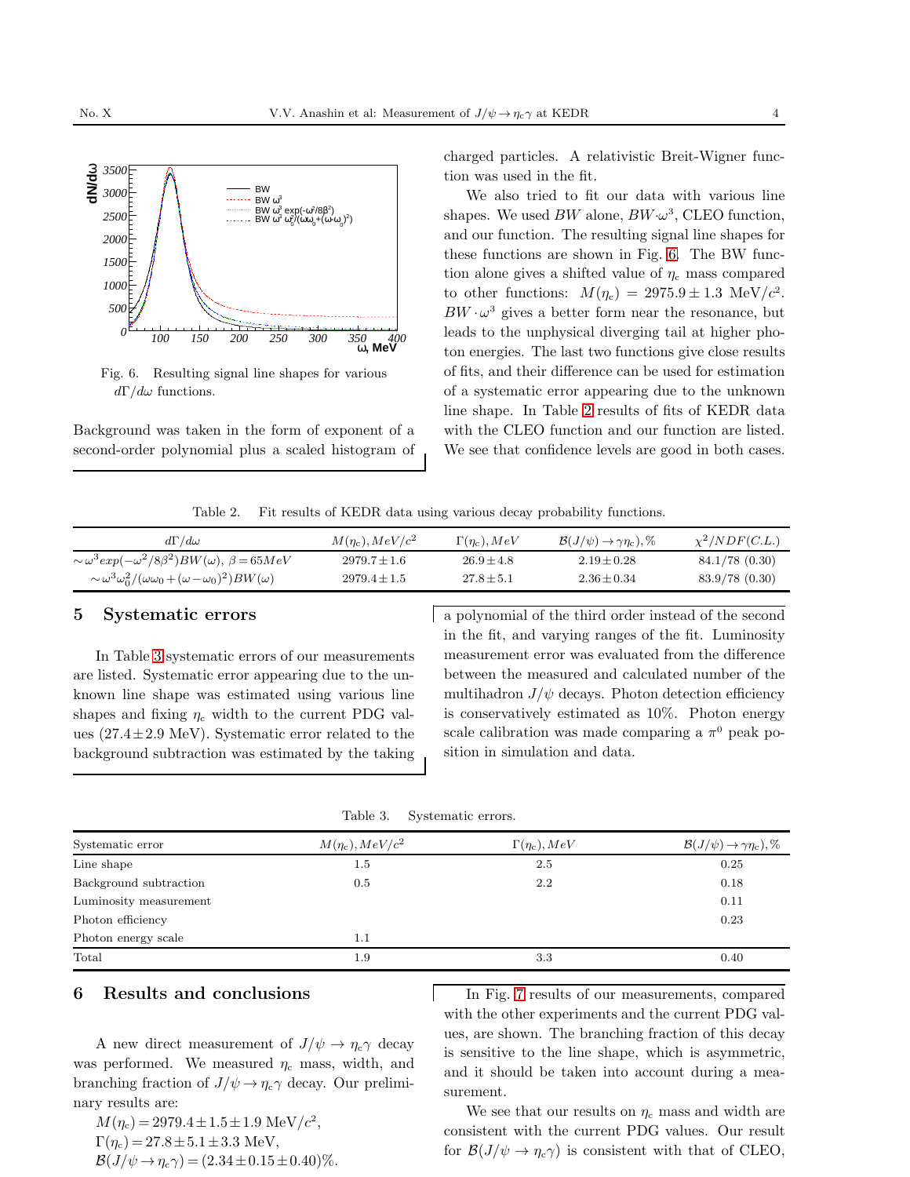Fig. 6. Resulting signal line shapes for various $d\Gamma/d\omega$ functions.

Background was taken in the form of exponent of a second-order polynomial plus a scaled histogram of charged particles. A relativistic Breit-Wigner function was used in the fit.

We also tried to fit our data with various line shapes. We used $BW$ alone, $BW{\cdot}\omega^3$, CLEO function, and our function. The resulting signal line shapes for these functions are shown in Fig. 6. The BW function alone gives a shifted value of $\eta_c$ mass compared to other functions: $M(\eta_c) = 2975.9 \pm 1.3$ MeV/$c^2$. $BW \cdot \omega^3$ gives a better form near the resonance, but leads to the unphysical diverging tail at higher photon energies. The last two functions give close results of fits, and their difference can be used for estimation of a systematic error appearing due to the unknown line shape. In Table 2 results of fits of KEDR data with the CLEO function and our function are listed. We see that confidence levels are good in both cases.

Table 2. Fit results of KEDR data using various decay probability functions.

| $d\Gamma/d\omega$ | $M(\eta_c), MeV/c^2$ | $\Gamma(\eta_c), MeV$ | $\mathcal{B}(J/\psi) \to \gamma\eta_c), \%$ | $\chi^2/NDF(C.L.)$ |
|---|---|---|---|---|
| $\sim \omega^3 exp(-\omega^2/8\beta^2)BW(\omega),\ \beta = 65 MeV$ | $2979.7 \pm 1.6$ | $26.9 \pm 4.8$ | $2.19 \pm 0.28$ | 84.1/78 (0.30) |
| $\sim \omega^3\omega_0^2/(\omega\omega_0 + (\omega-\omega_0)^2)BW(\omega)$ | $2979.4 \pm 1.5$ | $27.8 \pm 5.1$ | $2.36 \pm 0.34$ | 83.9/78 (0.30) |

## 5 Systematic errors

In Table 3 systematic errors of our measurements are listed. Systematic error appearing due to the unknown line shape was estimated using various line shapes and fixing $\eta_c$ width to the current PDG values ($27.4 \pm 2.9$ MeV). Systematic error related to the background subtraction was estimated by the taking a polynomial of the third order instead of the second in the fit, and varying ranges of the fit. Luminosity measurement error was evaluated from the difference between the measured and calculated number of the multihadron $J/\psi$ decays. Photon detection efficiency is conservatively estimated as 10%. Photon energy scale calibration was made comparing a $\pi^0$ peak position in simulation and data.

Table 3. Systematic errors.

| Systematic error | $M(\eta_c), MeV/c^2$ | $\Gamma(\eta_c), MeV$ | $\mathcal{B}(J/\psi) \to \gamma\eta_c), \%$ |
|---|---|---|---|
| Line shape | 1.5 | 2.5 | 0.25 |
| Background subtraction | 0.5 | 2.2 | 0.18 |
| Luminosity measurement | | | 0.11 |
| Photon efficiency | | | 0.23 |
| Photon energy scale | 1.1 | | |
| Total | 1.9 | 3.3 | 0.40 |

## 6 Results and conclusions

A new direct measurement of $J/\psi \to \eta_c\gamma$ decay was performed. We measured $\eta_c$ mass, width, and branching fraction of $J/\psi \to \eta_c\gamma$ decay. Our preliminary results are:

$M(\eta_c) = 2979.4 \pm 1.5 \pm 1.9$ MeV/$c^2$,
$\Gamma(\eta_c) = 27.8 \pm 5.1 \pm 3.3$ MeV,
$\mathcal{B}(J/\psi \to \eta_c\gamma) = (2.34 \pm 0.15 \pm 0.40)\%$.

In Fig. 7 results of our measurements, compared with the other experiments and the current PDG values, are shown. The branching fraction of this decay is sensitive to the line shape, which is asymmetric, and it should be taken into account during a measurement.

We see that our results on $\eta_c$ mass and width are consistent with the current PDG values. Our result for $\mathcal{B}(J/\psi \to \eta_c\gamma)$ is consistent with that of CLEO,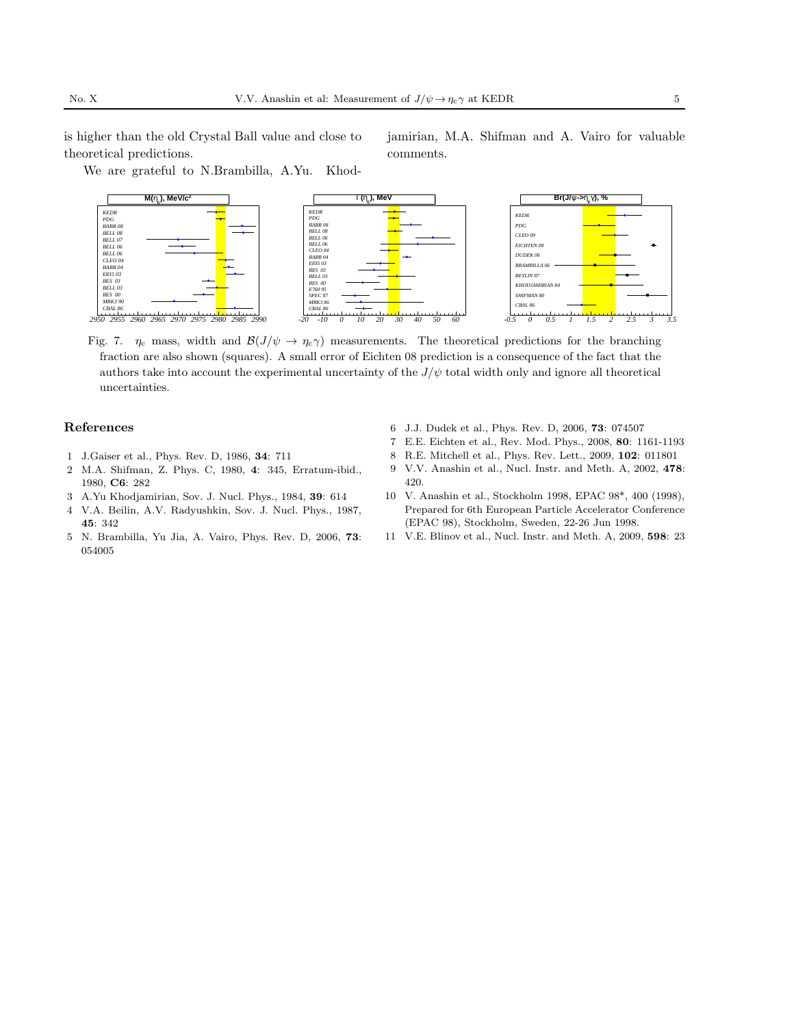is higher than the old Crystal Ball value and close to theoretical predictions.

We are grateful to N.Brambilla, A.Yu. Khodjamirian, M.A. Shifman and A. Vairo for valuable comments.

M($\eta_c$), MeV/c²

KEDR
PDG
BABR 08
BELL 08
BELL 07
BELL 06
BELL 06
CLEO 04
BABR 04
E835 03
BES 03
BELL 03
BES 00
MRK3 90
CBAL 86

2950 2955 2960 2965 2970 2975 2980 2985 2990

Γ($\eta_c$), MeV

KEDR
PDG
BABR 08
BELL 08
BELL 06
BELL 06
CLEO 04
BABR 04
E835 03
BES 03
BELL 03
BES 00
E760 95
SPEC 87
MRK3 86
CBAL 86

-20 -10 0 10 20 30 40 50 60

Br(J/ψ->$\eta_c$γ), %

KEDR
PDG
CLEO 09
EICHTEN 08
DUDEK 06
BRAMBILLA 06
BEYLIN 87
KHODJAMIRIAN 84
SHIFMAN 80
CBAL 86

-0.5 0 0.5 1 1.5 2 2.5 3 3.5

Fig. 7. $\eta_c$ mass, width and $\mathcal{B}(J/\psi \to \eta_c\gamma)$ measurements. The theoretical predictions for the branching fraction are also shown (squares). A small error of Eichten 08 prediction is a consequence of the fact that the authors take into account the experimental uncertainty of the $J/\psi$ total width only and ignore all theoretical uncertainties.

## References

1. J.Gaiser et al., Phys. Rev. D, 1986, **34**: 711
2. M.A. Shifman, Z. Phys. C, 1980, **4**: 345, Erratum-ibid., 1980, **C6**: 282
3. A.Yu Khodjamirian, Sov. J. Nucl. Phys., 1984, **39**: 614
4. V.A. Beilin, A.V. Radyushkin, Sov. J. Nucl. Phys., 1987, **45**: 342
5. N. Brambilla, Yu Jia, A. Vairo, Phys. Rev. D, 2006, **73**: 054005
6. J.J. Dudek et al., Phys. Rev. D, 2006, **73**: 074507
7. E.E. Eichten et al., Rev. Mod. Phys., 2008, **80**: 1161-1193
8. R.E. Mitchell et al., Phys. Rev. Lett., 2009, **102**: 011801
9. V.V. Anashin et al., Nucl. Instr. and Meth. A, 2002, **478**: 420.
10. V. Anashin et al., Stockholm 1998, EPAC 98*, 400 (1998), Prepared for 6th European Particle Accelerator Conference (EPAC 98), Stockholm, Sweden, 22-26 Jun 1998.
11. V.E. Blinov et al., Nucl. Instr. and Meth. A, 2009, **598**: 23